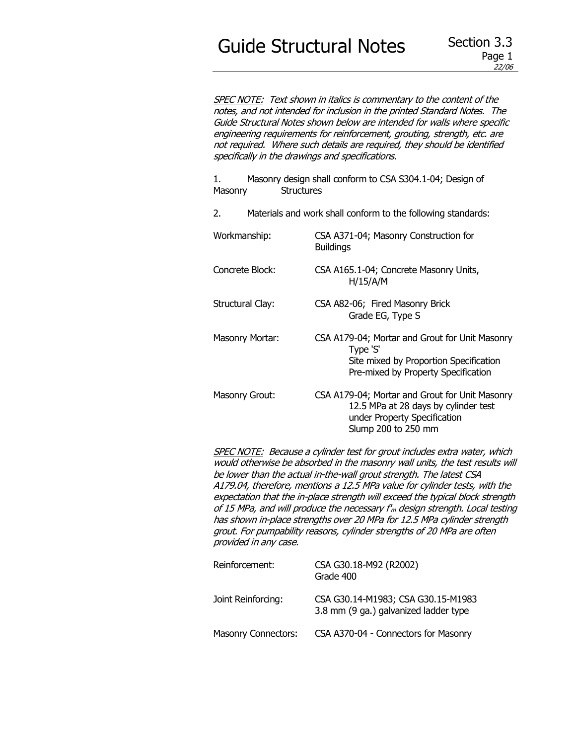# Guide Structural Notes

Section 3.3

*SPEC NOTE: Text shown in italics is commentary to the content of the notes, and not intended for inclusion in the printed Standard Notes. The Guide Structural Notes shown below are intended for walls where specific engineering requirements for reinforcement, grouting, strength, etc. are not required. Where such details are required, they should be identified specifically in the drawings and specifications.*

1. Masonry design shall conform to CSA S304.1-04; Design of Masonry Structures

2. Materials and work shall conform to the following standards:

| | |
|---|---|
| Workmanship: | CSA A371-04; Masonry Construction for Buildings |
| Concrete Block: | CSA A165.1-04; Concrete Masonry Units, H/15/A/M |
| Structural Clay: | CSA A82-06; Fired Masonry Brick Grade EG, Type S |
| Masonry Mortar: | CSA A179-04; Mortar and Grout for Unit Masonry Type 'S' Site mixed by Proportion Specification Pre-mixed by Property Specification |
| Masonry Grout: | CSA A179-04; Mortar and Grout for Unit Masonry 12.5 MPa at 28 days by cylinder test under Property Specification Slump 200 to 250 mm |

*SPEC NOTE: Because a cylinder test for grout includes extra water, which would otherwise be absorbed in the masonry wall units, the test results will be lower than the actual in-the-wall grout strength. The latest CSA A179.04, therefore, mentions a 12.5 MPa value for cylinder tests, with the expectation that the in-place strength will exceed the typical block strength of 15 MPa, and will produce the necessary $f'_m$ design strength. Local testing has shown in-place strengths over 20 MPa for 12.5 MPa cylinder strength grout. For pumpability reasons, cylinder strengths of 20 MPa are often provided in any case.*

| | |
|---|---|
| Reinforcement: | CSA G30.18-M92 (R2002) Grade 400 |
| Joint Reinforcing: | CSA G30.14-M1983; CSA G30.15-M1983 3.8 mm (9 ga.) galvanized ladder type |
| Masonry Connectors: | CSA A370-04 - Connectors for Masonry |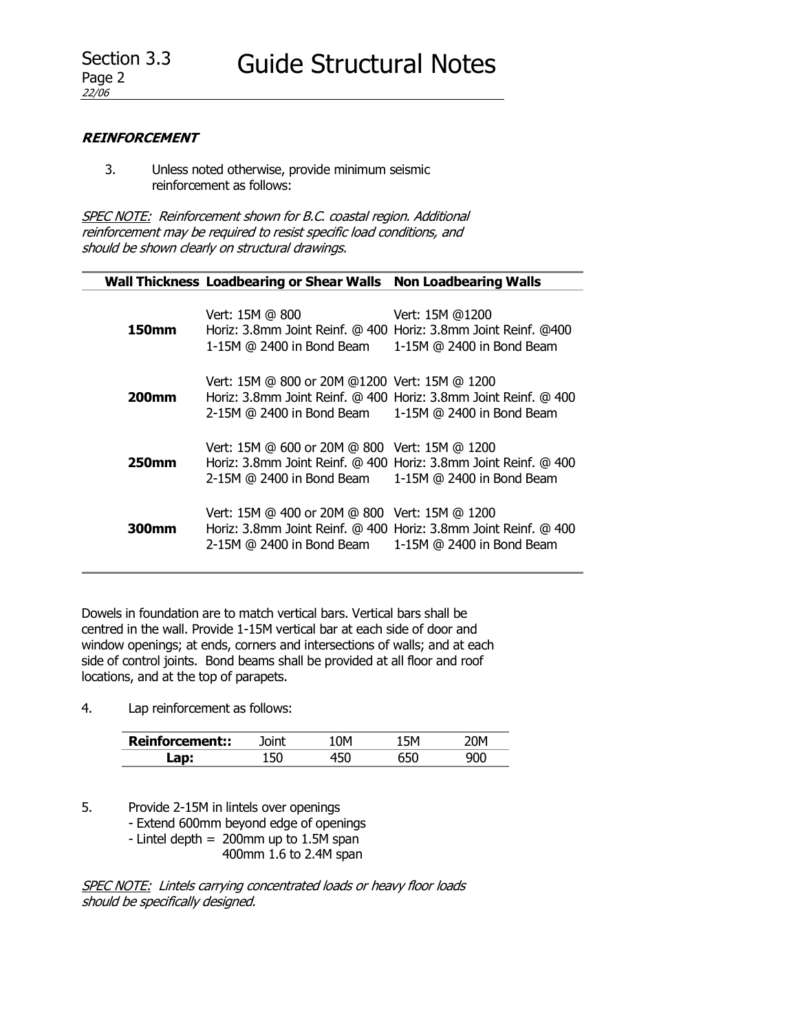## REINFORCEMENT

3. Unless noted otherwise, provide minimum seismic reinforcement as follows:

*SPEC NOTE: Reinforcement shown for B.C. coastal region. Additional reinforcement may be required to resist specific load conditions, and should be shown clearly on structural drawings.*

| Wall Thickness | Loadbearing or Shear Walls | Non Loadbearing Walls |
|---|---|---|
| **150mm** | Vert: 15M @ 800<br>Horiz: 3.8mm Joint Reinf. @ 400<br>1-15M @ 2400 in Bond Beam | Vert: 15M @1200<br>Horiz: 3.8mm Joint Reinf. @400<br>1-15M @ 2400 in Bond Beam |
| **200mm** | Vert: 15M @ 800 or 20M @1200<br>Horiz: 3.8mm Joint Reinf. @ 400<br>2-15M @ 2400 in Bond Beam | Vert: 15M @ 1200<br>Horiz: 3.8mm Joint Reinf. @ 400<br>1-15M @ 2400 in Bond Beam |
| **250mm** | Vert: 15M @ 600 or 20M @ 800<br>Horiz: 3.8mm Joint Reinf. @ 400<br>2-15M @ 2400 in Bond Beam | Vert: 15M @ 1200<br>Horiz: 3.8mm Joint Reinf. @ 400<br>1-15M @ 2400 in Bond Beam |
| **300mm** | Vert: 15M @ 400 or 20M @ 800<br>Horiz: 3.8mm Joint Reinf. @ 400<br>2-15M @ 2400 in Bond Beam | Vert: 15M @ 1200<br>Horiz: 3.8mm Joint Reinf. @ 400<br>1-15M @ 2400 in Bond Beam |

Dowels in foundation are to match vertical bars. Vertical bars shall be centred in the wall. Provide 1-15M vertical bar at each side of door and window openings; at ends, corners and intersections of walls; and at each side of control joints. Bond beams shall be provided at all floor and roof locations, and at the top of parapets.

4. Lap reinforcement as follows:

| Reinforcement:: | Joint | 10M | 15M | 20M |
|---|---|---|---|---|
| **Lap:** | 150 | 450 | 650 | 900 |

5. Provide 2-15M in lintels over openings
   - Extend 600mm beyond edge of openings
   - Lintel depth = 200mm up to 1.5M span
     400mm 1.6 to 2.4M span

*SPEC NOTE: Lintels carrying concentrated loads or heavy floor loads should be specifically designed.*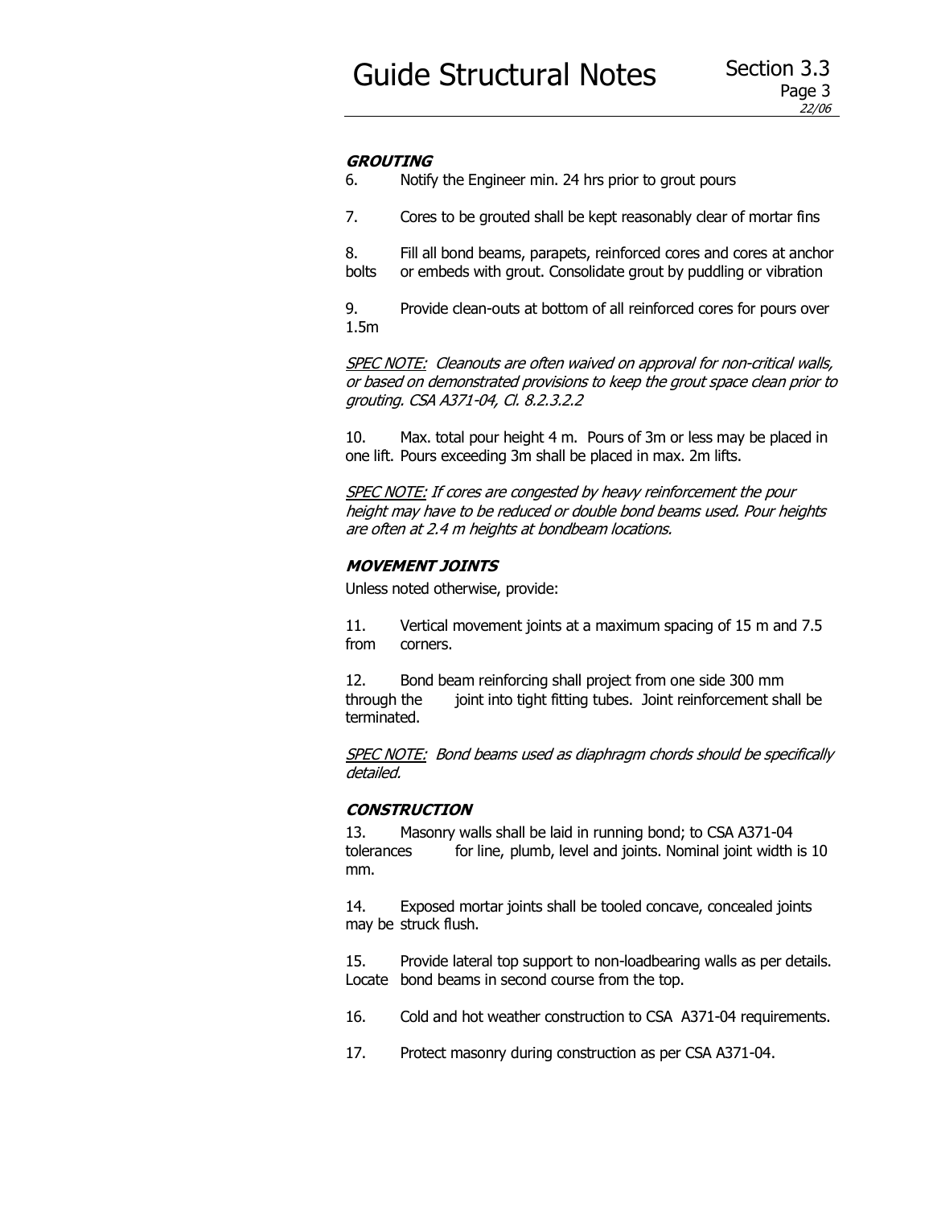**GROUTING**

6. Notify the Engineer min. 24 hrs prior to grout pours

7. Cores to be grouted shall be kept reasonably clear of mortar fins

8. Fill all bond beams, parapets, reinforced cores and cores at anchor bolts or embeds with grout. Consolidate grout by puddling or vibration

9. Provide clean-outs at bottom of all reinforced cores for pours over 1.5m

*SPEC NOTE: Cleanouts are often waived on approval for non-critical walls, or based on demonstrated provisions to keep the grout space clean prior to grouting. CSA A371-04, Cl. 8.2.3.2.2*

10. Max. total pour height 4 m. Pours of 3m or less may be placed in one lift. Pours exceeding 3m shall be placed in max. 2m lifts.

*SPEC NOTE: If cores are congested by heavy reinforcement the pour height may have to be reduced or double bond beams used. Pour heights are often at 2.4 m heights at bondbeam locations.*

**MOVEMENT JOINTS**

Unless noted otherwise, provide:

11. Vertical movement joints at a maximum spacing of 15 m and 7.5 from corners.

12. Bond beam reinforcing shall project from one side 300 mm through the joint into tight fitting tubes. Joint reinforcement shall be terminated.

*SPEC NOTE: Bond beams used as diaphragm chords should be specifically detailed.*

**CONSTRUCTION**

13. Masonry walls shall be laid in running bond; to CSA A371-04 tolerances for line, plumb, level and joints. Nominal joint width is 10 mm.

14. Exposed mortar joints shall be tooled concave, concealed joints may be struck flush.

15. Provide lateral top support to non-loadbearing walls as per details. Locate bond beams in second course from the top.

16. Cold and hot weather construction to CSA A371-04 requirements.

17. Protect masonry during construction as per CSA A371-04.